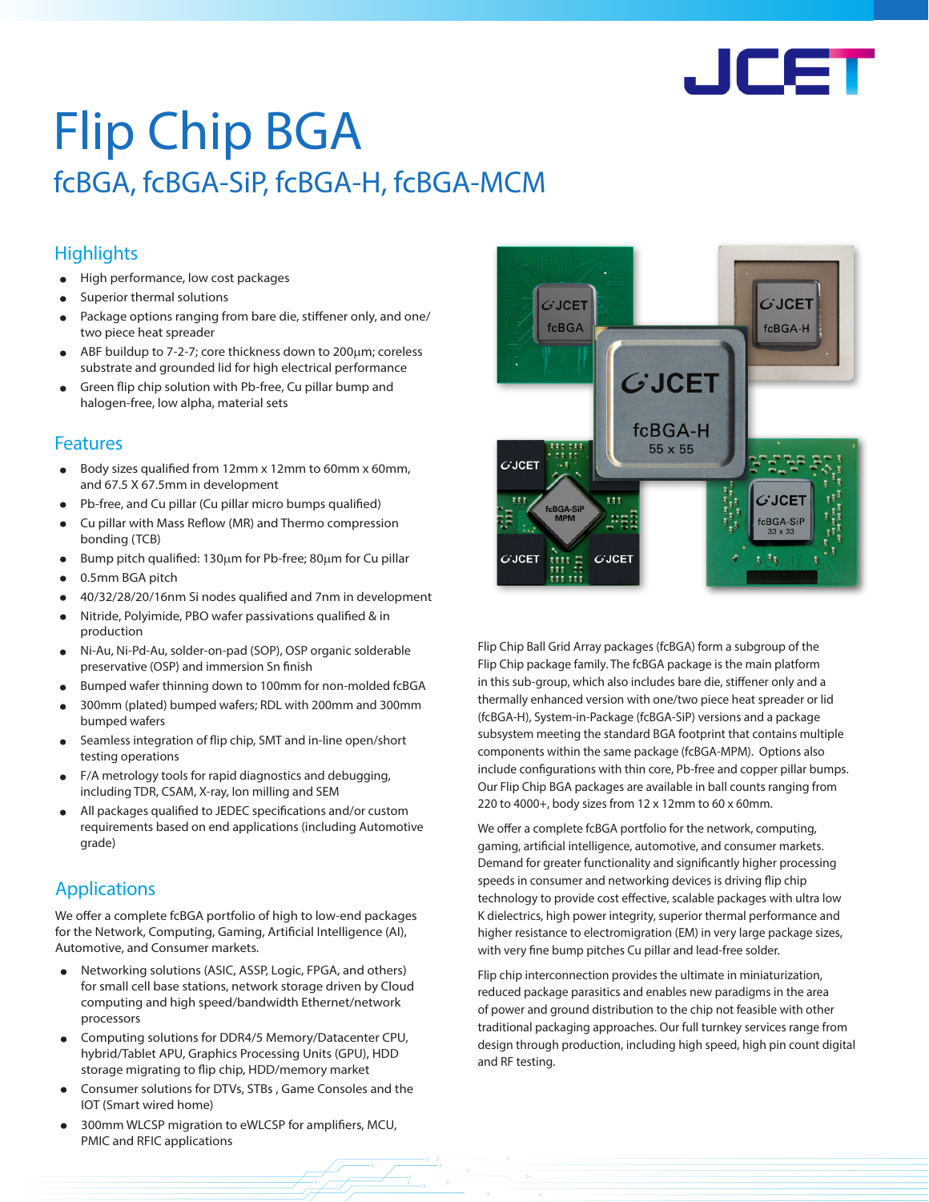# Flip Chip BGA

## fcBGA, fcBGA-SiP, fcBGA-H, fcBGA-MCM

### Highlights

- High performance, low cost packages
- Superior thermal solutions
- Package options ranging from bare die, stiffener only, and one/two piece heat spreader
- ABF buildup to 7-2-7; core thickness down to 200µm; coreless substrate and grounded lid for high electrical performance
- Green flip chip solution with Pb-free, Cu pillar bump and halogen-free, low alpha, material sets

### Features

- Body sizes qualified from 12mm x 12mm to 60mm x 60mm, and 67.5 X 67.5mm in development
- Pb-free, and Cu pillar (Cu pillar micro bumps qualified)
- Cu pillar with Mass Reflow (MR) and Thermo compression bonding (TCB)
- Bump pitch qualified: 130µm for Pb-free; 80µm for Cu pillar
- 0.5mm BGA pitch
- 40/32/28/20/16nm Si nodes qualified and 7nm in development
- Nitride, Polyimide, PBO wafer passivations qualified & in production
- Ni-Au, Ni-Pd-Au, solder-on-pad (SOP), OSP organic solderable preservative (OSP) and immersion Sn finish
- Bumped wafer thinning down to 100mm for non-molded fcBGA
- 300mm (plated) bumped wafers; RDL with 200mm and 300mm bumped wafers
- Seamless integration of flip chip, SMT and in-line open/short testing operations
- F/A metrology tools for rapid diagnostics and debugging, including TDR, CSAM, X-ray, Ion milling and SEM
- All packages qualified to JEDEC specifications and/or custom requirements based on end applications (including Automotive grade)

### Applications

We offer a complete fcBGA portfolio of high to low-end packages for the Network, Computing, Gaming, Artificial Intelligence (AI), Automotive, and Consumer markets.

- Networking solutions (ASIC, ASSP, Logic, FPGA, and others) for small cell base stations, network storage driven by Cloud computing and high speed/bandwidth Ethernet/network processors
- Computing solutions for DDR4/5 Memory/Datacenter CPU, hybrid/Tablet APU, Graphics Processing Units (GPU), HDD storage migrating to flip chip, HDD/memory market
- Consumer solutions for DTVs, STBs , Game Consoles and the IOT (Smart wired home)
- 300mm WLCSP migration to eWLCSP for amplifiers, MCU, PMIC and RFIC applications

Flip Chip Ball Grid Array packages (fcBGA) form a subgroup of the Flip Chip package family. The fcBGA package is the main platform in this sub-group, which also includes bare die, stiffener only and a thermally enhanced version with one/two piece heat spreader or lid (fcBGA-H), System-in-Package (fcBGA-SiP) versions and a package subsystem meeting the standard BGA footprint that contains multiple components within the same package (fcBGA-MPM). Options also include configurations with thin core, Pb-free and copper pillar bumps. Our Flip Chip BGA packages are available in ball counts ranging from 220 to 4000+, body sizes from 12 x 12mm to 60 x 60mm.

We offer a complete fcBGA portfolio for the network, computing, gaming, artificial intelligence, automotive, and consumer markets. Demand for greater functionality and significantly higher processing speeds in consumer and networking devices is driving flip chip technology to provide cost effective, scalable packages with ultra low K dielectrics, high power integrity, superior thermal performance and higher resistance to electromigration (EM) in very large package sizes, with very fine bump pitches Cu pillar and lead-free solder.

Flip chip interconnection provides the ultimate in miniaturization, reduced package parasitics and enables new paradigms in the area of power and ground distribution to the chip not feasible with other traditional packaging approaches. Our full turnkey services range from design through production, including high speed, high pin count digital and RF testing.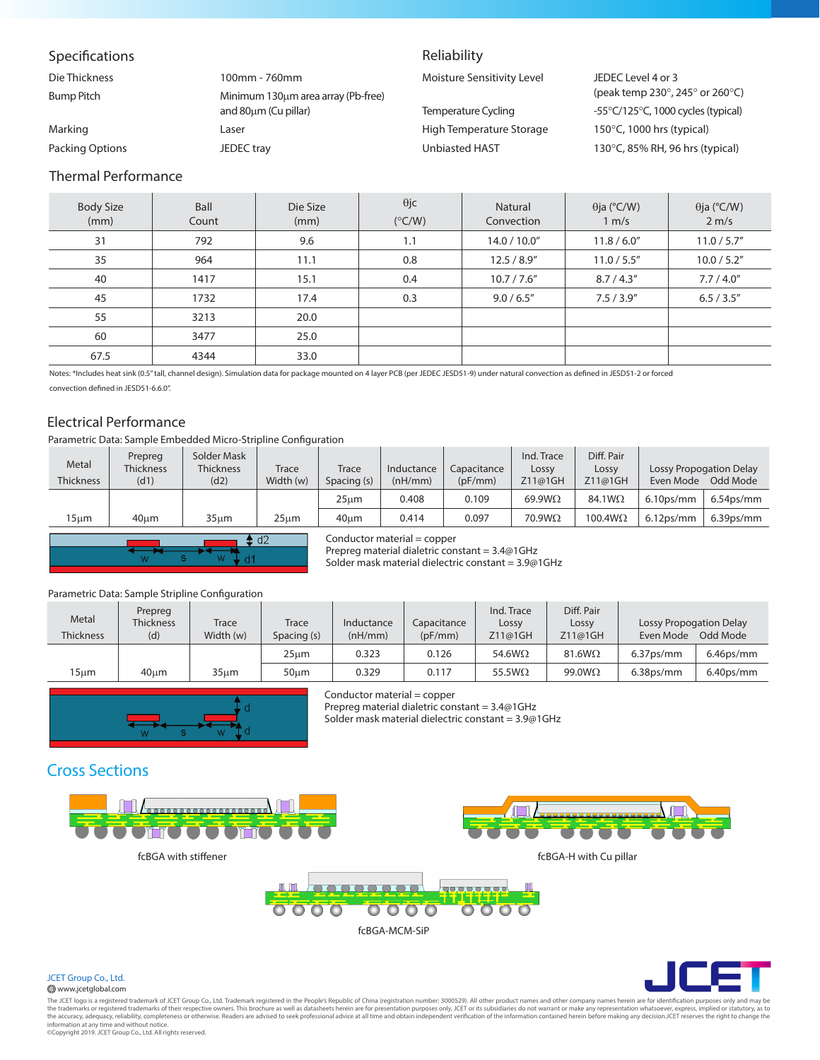## Specifications

| | |
|---|---|
| Die Thickness | 100mm - 760mm |
| Bump Pitch | Minimum 130µm area array (Pb-free) and 80µm (Cu pillar) |
| Marking | Laser |
| Packing Options | JEDEC tray |

## Reliability

| | |
|---|---|
| Moisture Sensitivity Level | JEDEC Level 4 or 3 (peak temp 230°, 245° or 260°C) |
| Temperature Cycling | -55°C/125°C, 1000 cycles (typical) |
| High Temperature Storage | 150°C, 1000 hrs (typical) |
| Unbiased HAST | 130°C, 85% RH, 96 hrs (typical) |

## Thermal Performance

| Body Size (mm) | Ball Count | Die Size (mm) | θjc (°C/W) | Natural Convection | θja (°C/W) 1 m/s | θja (°C/W) 2 m/s |
|---|---|---|---|---|---|---|
| 31 | 792 | 9.6 | 1.1 | 14.0 / 10.0" | 11.8 / 6.0" | 11.0 / 5.7" |
| 35 | 964 | 11.1 | 0.8 | 12.5 / 8.9" | 11.0 / 5.5" | 10.0 / 5.2" |
| 40 | 1417 | 15.1 | 0.4 | 10.7 / 7.6" | 8.7 / 4.3" | 7.7 / 4.0" |
| 45 | 1732 | 17.4 | 0.3 | 9.0 / 6.5" | 7.5 / 3.9" | 6.5 / 3.5" |
| 55 | 3213 | 20.0 | | | | |
| 60 | 3477 | 25.0 | | | | |
| 67.5 | 4344 | 33.0 | | | | |

Notes: *Includes heat sink (0.5" tall, channel design). Simulation data for package mounted on 4 layer PCB (per JEDEC JESD51-9) under natural convection as defined in JESD51-2 or forced convection defined in JESD51-6.6.0".

## Electrical Performance

Parametric Data: Sample Embedded Micro-Stripline Configuration

| Metal Thickness | Prepreg Thickness (d1) | Solder Mask Thickness (d2) | Trace Width (w) | Trace Spacing (s) | Inductance (nH/mm) | Capacitance (pF/mm) | Ind. Trace Lossy Z11@1GH | Diff. Pair Lossy Z11@1GH | Lossy Propogation Delay Even Mode | Odd Mode |
|---|---|---|---|---|---|---|---|---|---|---|
| 15µm | 40µm | 35µm | 25µm | 25µm | 0.408 | 0.109 | 69.9WΩ | 84.1WΩ | 6.10ps/mm | 6.54ps/mm |
| | | | | 40µm | 0.414 | 0.097 | 70.9WΩ | 100.4WΩ | 6.12ps/mm | 6.39ps/mm |

d2
w s w d1

Conductor material = copper
Prepreg material dialetric constant = 3.4@1GHz
Solder mask material dielectric constant = 3.9@1GHz

Parametric Data: Sample Stripline Configuration

| Metal Thickness | Prepreg Thickness (d) | Trace Width (w) | Trace Spacing (s) | Inductance (nH/mm) | Capacitance (pF/mm) | Ind. Trace Lossy Z11@1GH | Diff. Pair Lossy Z11@1GH | Lossy Propogation Delay Even Mode | Odd Mode |
|---|---|---|---|---|---|---|---|---|---|
| 15µm | 40µm | 35µm | 25µm | 0.323 | 0.126 | 54.6WΩ | 81.6WΩ | 6.37ps/mm | 6.46ps/mm |
| | | | 50µm | 0.329 | 0.117 | 55.5WΩ | 99.0WΩ | 6.38ps/mm | 6.40ps/mm |

d
w s w d

Conductor material = copper
Prepreg material dialetric constant = 3.4@1GHz
Solder mask material dielectric constant = 3.9@1GHz

## Cross Sections

fcBGA with stiffener

fcBGA-H with Cu pillar

fcBGA-MCM-SiP

JCET Group Co., Ltd.
www.jcetglobal.com

The JCET logo is a registered trademark of JCET Group Co., Ltd. Trademark registered in the People's Republic of China (registration number: 3000529). All other product names and other company names herein are for identification purposes only and may be the trademarks or registered trademarks of their respective owners. This brochure as well as datasheets herein are for presentation purposes only, JCET or its subsidiaries do not warrant or make any representation whatsoever, express, implied or statutory, as to the accuracy, adequacy, reliability, completeness or otherwise. Readers are advised to seek professional advice at all time and obtain independent verification of the information contained herein before making any decision.JCET reserves the right to change the information at any time and without notice.
©Copyright 2019. JCET Group Co., Ltd. All rights reserved.